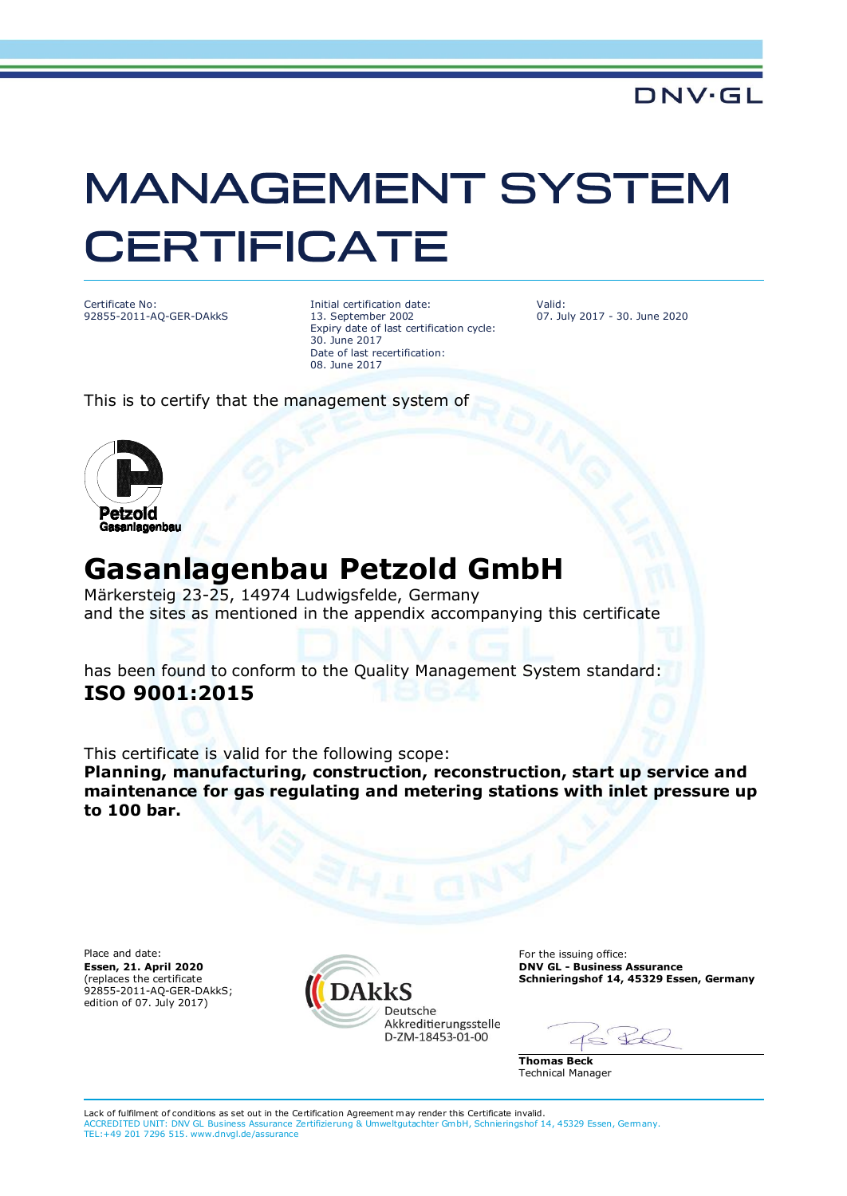DNV·GL

# MANAGEMENT SYSTEM CERTIFICATE

Certificate No:
92855-2011-AQ-GER-DAkkS

Initial certification date:
13. September 2002
Expiry date of last certification cycle:
30. June 2017
Date of last recertification:
08. June 2017

Valid:
07. July 2017 - 30. June 2020

This is to certify that the management system of

Petzold
Gasanlagenbau

## Gasanlagenbau Petzold GmbH

Märkersteig 23-25, 14974 Ludwigsfelde, Germany
and the sites as mentioned in the appendix accompanying this certificate

has been found to conform to the Quality Management System standard:
**ISO 9001:2015**

This certificate is valid for the following scope:
**Planning, manufacturing, construction, reconstruction, start up service and maintenance for gas regulating and metering stations with inlet pressure up to 100 bar.**

Place and date:
**Essen, 21. April 2020**
(replaces the certificate 92855-2011-AQ-GER-DAkkS; edition of 07. July 2017)

DAkkS
Deutsche Akkreditierungsstelle
D-ZM-18453-01-00

For the issuing office:
**DNV GL - Business Assurance**
**Schnieringshof 14, 45329 Essen, Germany**

**Thomas Beck**
Technical Manager

Lack of fulfilment of conditions as set out in the Certification Agreement may render this Certificate invalid.
ACCREDITED UNIT: DNV GL Business Assurance Zertifizierung & Umweltgutachter GmbH, Schnieringshof 14, 45329 Essen, Germany. TEL:+49 201 7296 515. www.dnvgl.de/assurance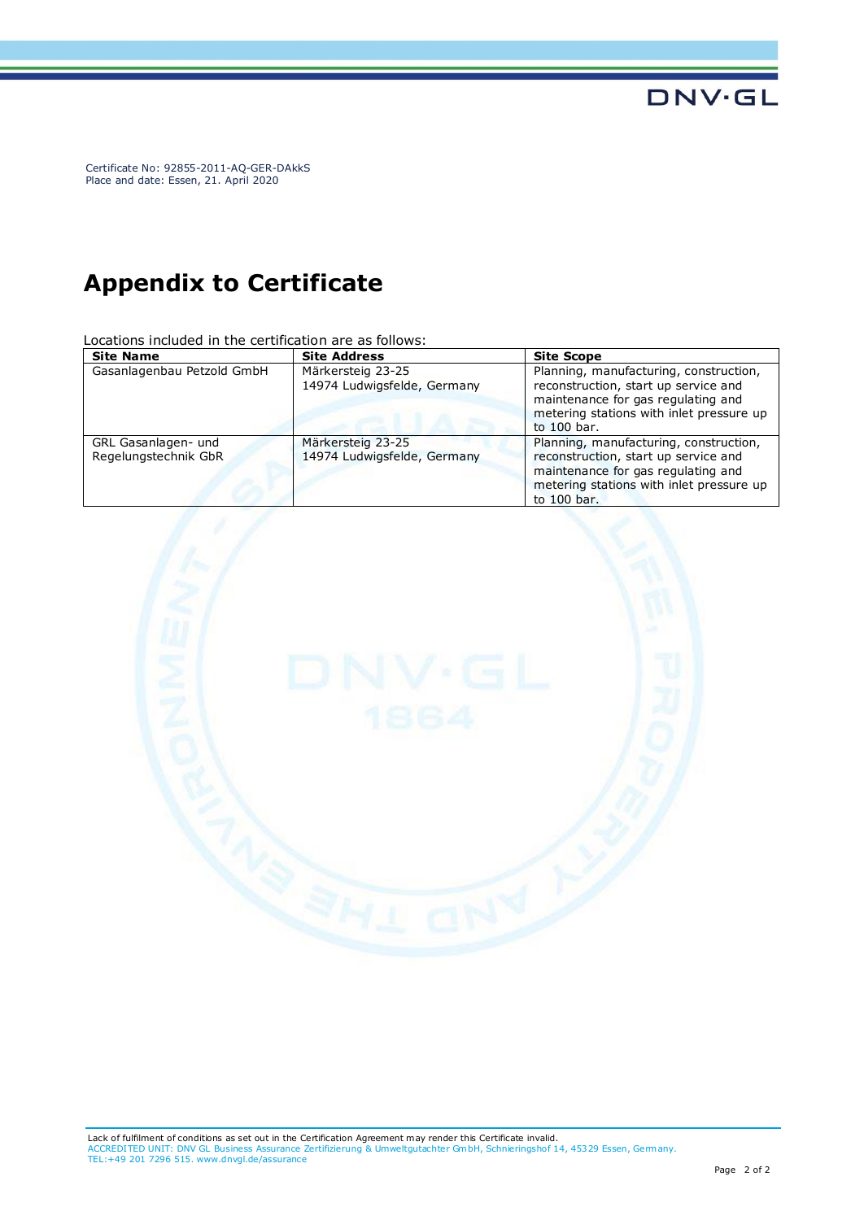Certificate No: 92855-2011-AQ-GER-DAkkS
Place and date: Essen, 21. April 2020

# Appendix to Certificate

Locations included in the certification are as follows:

| Site Name | Site Address | Site Scope |
|---|---|---|
| Gasanlagenbau Petzold GmbH | Märkersteig 23-25<br>14974 Ludwigsfelde, Germany | Planning, manufacturing, construction, reconstruction, start up service and maintenance for gas regulating and metering stations with inlet pressure up to 100 bar. |
| GRL Gasanlagen- und Regelungstechnik GbR | Märkersteig 23-25<br>14974 Ludwigsfelde, Germany | Planning, manufacturing, construction, reconstruction, start up service and maintenance for gas regulating and metering stations with inlet pressure up to 100 bar. |

Lack of fulfilment of conditions as set out in the Certification Agreement may render this Certificate invalid.
ACCREDITED UNIT: DNV GL Business Assurance Zertifizierung & Umweltgutachter GmbH, Schnieringshof 14, 45329 Essen, Germany.
TEL:+49 201 7296 515. www.dnvgl.de/assurance